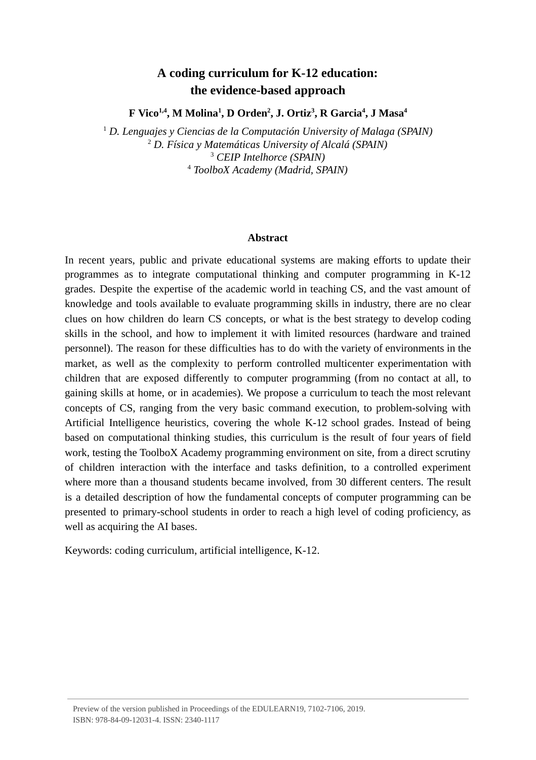# A coding curriculum for K-12 education: the evidence-based approach

**F Vico[1,4], M Molina[1], D Orden[2], J. Ortiz[3], R Garcia[4], J Masa[4]**

[1] *D. Lenguajes y Ciencias de la Computación University of Malaga (SPAIN)*
[2] *D. Física y Matemáticas University of Alcalá (SPAIN)*
[3] *CEIP Intelhorce (SPAIN)*
[4] *ToolboX Academy (Madrid, SPAIN)*

## Abstract

In recent years, public and private educational systems are making efforts to update their programmes as to integrate computational thinking and computer programming in K-12 grades. Despite the expertise of the academic world in teaching CS, and the vast amount of knowledge and tools available to evaluate programming skills in industry, there are no clear clues on how children do learn CS concepts, or what is the best strategy to develop coding skills in the school, and how to implement it with limited resources (hardware and trained personnel). The reason for these difficulties has to do with the variety of environments in the market, as well as the complexity to perform controlled multicenter experimentation with children that are exposed differently to computer programming (from no contact at all, to gaining skills at home, or in academies). We propose a curriculum to teach the most relevant concepts of CS, ranging from the very basic command execution, to problem-solving with Artificial Intelligence heuristics, covering the whole K-12 school grades. Instead of being based on computational thinking studies, this curriculum is the result of four years of field work, testing the ToolboX Academy programming environment on site, from a direct scrutiny of children interaction with the interface and tasks definition, to a controlled experiment where more than a thousand students became involved, from 30 different centers. The result is a detailed description of how the fundamental concepts of computer programming can be presented to primary-school students in order to reach a high level of coding proficiency, as well as acquiring the AI bases.

Keywords: coding curriculum, artificial intelligence, K-12.

Preview of the version published in Proceedings of the EDULEARN19, 7102-7106, 2019.
ISBN: 978-84-09-12031-4. ISSN: 2340-1117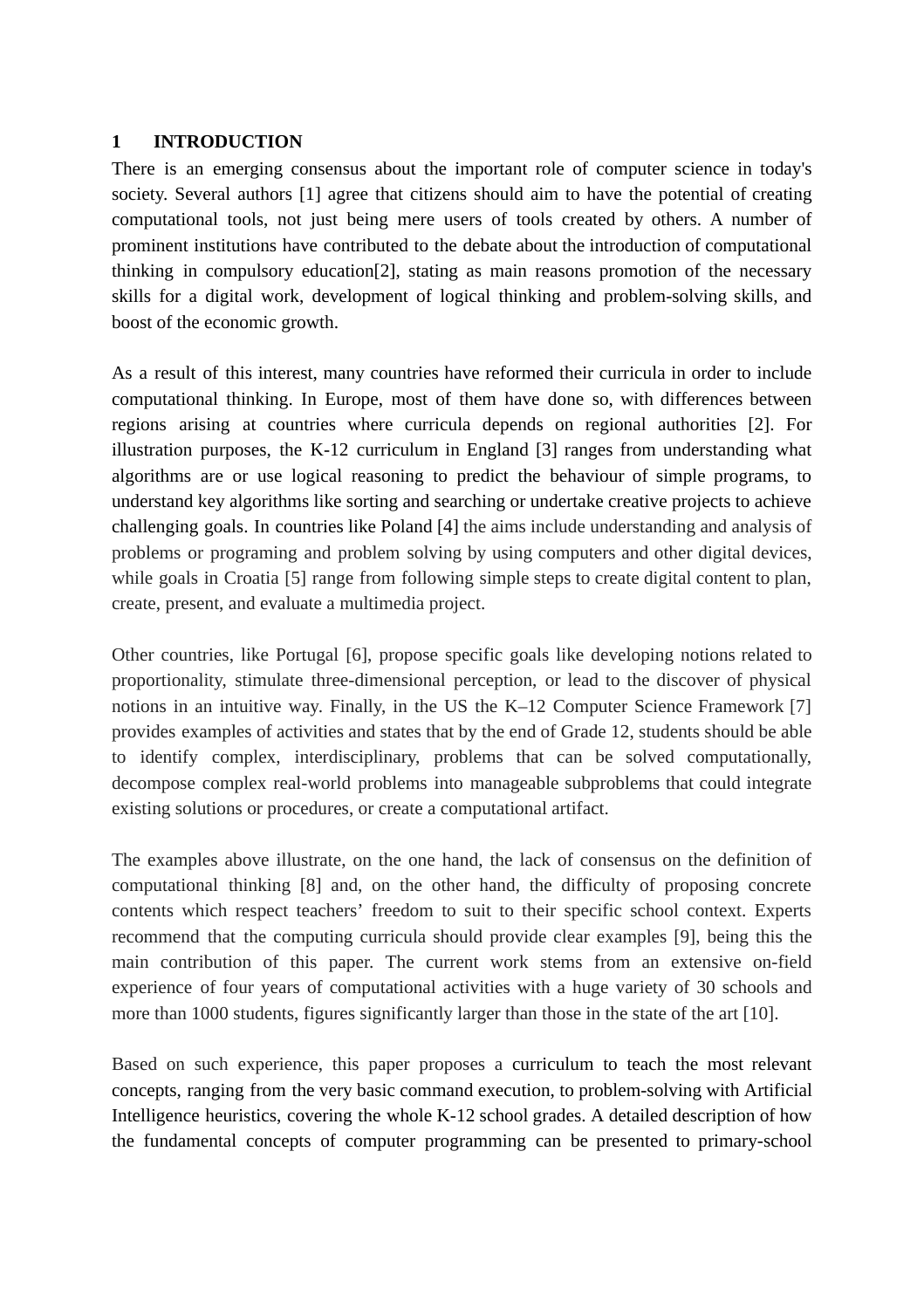## 1 INTRODUCTION

There is an emerging consensus about the important role of computer science in today's society. Several authors [1] agree that citizens should aim to have the potential of creating computational tools, not just being mere users of tools created by others. A number of prominent institutions have contributed to the debate about the introduction of computational thinking in compulsory education[2], stating as main reasons promotion of the necessary skills for a digital work, development of logical thinking and problem-solving skills, and boost of the economic growth.

As a result of this interest, many countries have reformed their curricula in order to include computational thinking. In Europe, most of them have done so, with differences between regions arising at countries where curricula depends on regional authorities [2]. For illustration purposes, the K-12 curriculum in England [3] ranges from understanding what algorithms are or use logical reasoning to predict the behaviour of simple programs, to understand key algorithms like sorting and searching or undertake creative projects to achieve challenging goals. In countries like Poland [4] the aims include understanding and analysis of problems or programing and problem solving by using computers and other digital devices, while goals in Croatia [5] range from following simple steps to create digital content to plan, create, present, and evaluate a multimedia project.

Other countries, like Portugal [6], propose specific goals like developing notions related to proportionality, stimulate three-dimensional perception, or lead to the discover of physical notions in an intuitive way. Finally, in the US the K–12 Computer Science Framework [7] provides examples of activities and states that by the end of Grade 12, students should be able to identify complex, interdisciplinary, problems that can be solved computationally, decompose complex real-world problems into manageable subproblems that could integrate existing solutions or procedures, or create a computational artifact.

The examples above illustrate, on the one hand, the lack of consensus on the definition of computational thinking [8] and, on the other hand, the difficulty of proposing concrete contents which respect teachers' freedom to suit to their specific school context. Experts recommend that the computing curricula should provide clear examples [9], being this the main contribution of this paper. The current work stems from an extensive on-field experience of four years of computational activities with a huge variety of 30 schools and more than 1000 students, figures significantly larger than those in the state of the art [10].

Based on such experience, this paper proposes a curriculum to teach the most relevant concepts, ranging from the very basic command execution, to problem-solving with Artificial Intelligence heuristics, covering the whole K-12 school grades. A detailed description of how the fundamental concepts of computer programming can be presented to primary-school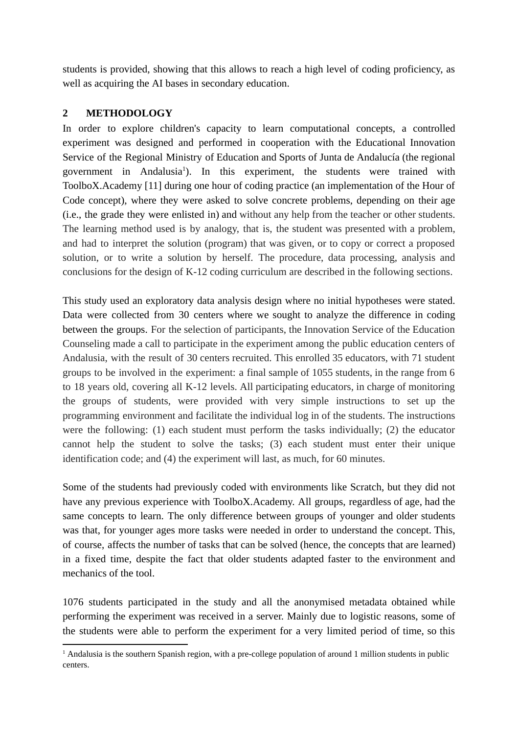students is provided, showing that this allows to reach a high level of coding proficiency, as well as acquiring the AI bases in secondary education.

## 2 METHODOLOGY

In order to explore children's capacity to learn computational concepts, a controlled experiment was designed and performed in cooperation with the Educational Innovation Service of the Regional Ministry of Education and Sports of Junta de Andalucía (the regional government in Andalusia[1]). In this experiment, the students were trained with ToolboX.Academy [11] during one hour of coding practice (an implementation of the Hour of Code concept), where they were asked to solve concrete problems, depending on their age (i.e., the grade they were enlisted in) and without any help from the teacher or other students. The learning method used is by analogy, that is, the student was presented with a problem, and had to interpret the solution (program) that was given, or to copy or correct a proposed solution, or to write a solution by herself. The procedure, data processing, analysis and conclusions for the design of K-12 coding curriculum are described in the following sections.

This study used an exploratory data analysis design where no initial hypotheses were stated. Data were collected from 30 centers where we sought to analyze the difference in coding between the groups. For the selection of participants, the Innovation Service of the Education Counseling made a call to participate in the experiment among the public education centers of Andalusia, with the result of 30 centers recruited. This enrolled 35 educators, with 71 student groups to be involved in the experiment: a final sample of 1055 students, in the range from 6 to 18 years old, covering all K-12 levels. All participating educators, in charge of monitoring the groups of students, were provided with very simple instructions to set up the programming environment and facilitate the individual log in of the students. The instructions were the following: (1) each student must perform the tasks individually; (2) the educator cannot help the student to solve the tasks; (3) each student must enter their unique identification code; and (4) the experiment will last, as much, for 60 minutes.

Some of the students had previously coded with environments like Scratch, but they did not have any previous experience with ToolboX.Academy. All groups, regardless of age, had the same concepts to learn. The only difference between groups of younger and older students was that, for younger ages more tasks were needed in order to understand the concept. This, of course, affects the number of tasks that can be solved (hence, the concepts that are learned) in a fixed time, despite the fact that older students adapted faster to the environment and mechanics of the tool.

1076 students participated in the study and all the anonymised metadata obtained while performing the experiment was received in a server. Mainly due to logistic reasons, some of the students were able to perform the experiment for a very limited period of time, so this

[1] Andalusia is the southern Spanish region, with a pre-college population of around 1 million students in public centers.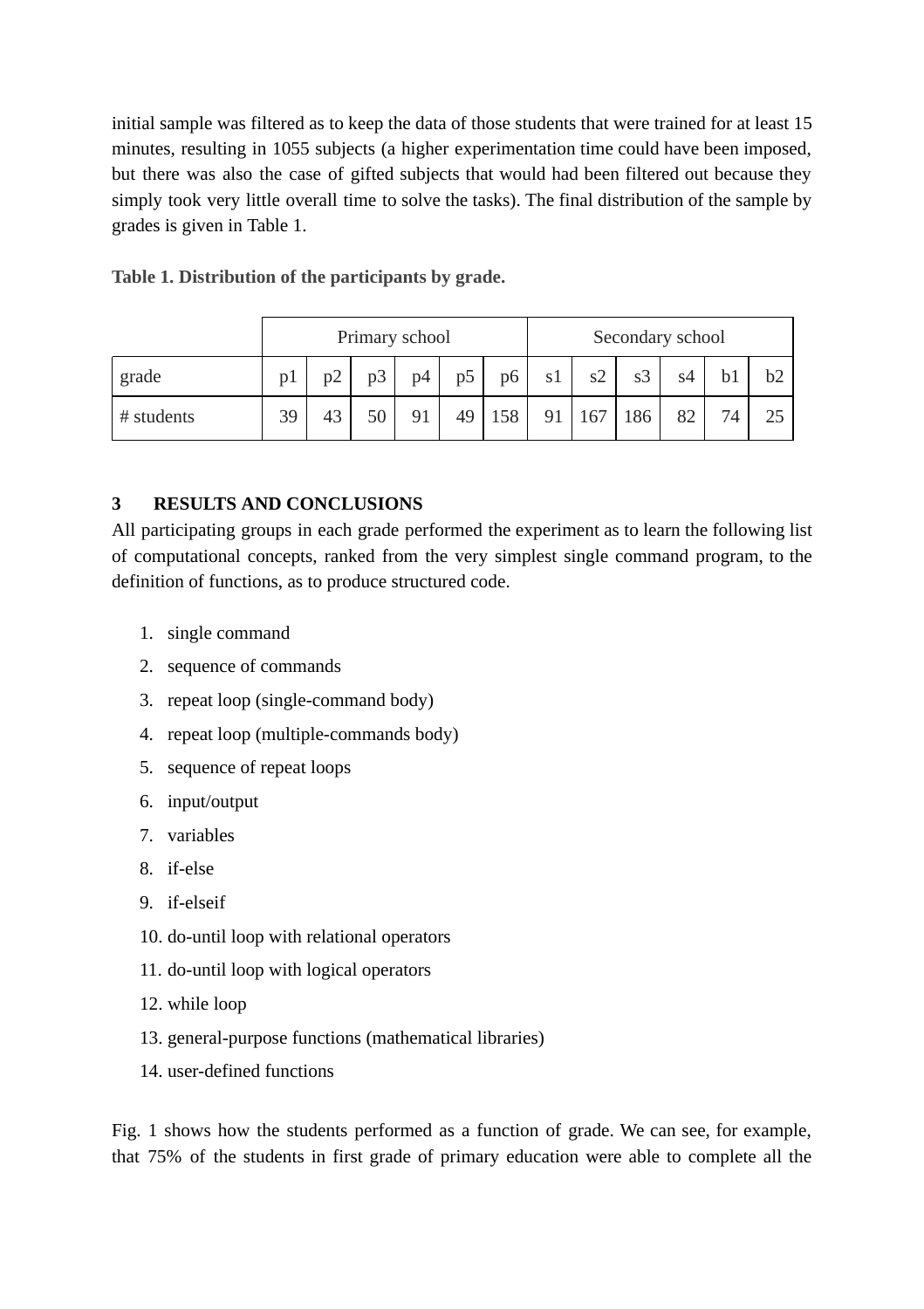initial sample was filtered as to keep the data of those students that were trained for at least 15 minutes, resulting in 1055 subjects (a higher experimentation time could have been imposed, but there was also the case of gifted subjects that would had been filtered out because they simply took very little overall time to solve the tasks). The final distribution of the sample by grades is given in Table 1.

**Table 1. Distribution of the participants by grade.**

| | Primary school | | | | | | Secondary school | | | | | |
|---|---|---|---|---|---|---|---|---|---|---|---|---|
| grade | p1 | p2 | p3 | p4 | p5 | p6 | s1 | s2 | s3 | s4 | b1 | b2 |
| # students | 39 | 43 | 50 | 91 | 49 | 158 | 91 | 167 | 186 | 82 | 74 | 25 |

## 3 RESULTS AND CONCLUSIONS

All participating groups in each grade performed the experiment as to learn the following list of computational concepts, ranked from the very simplest single command program, to the definition of functions, as to produce structured code.

1. single command
2. sequence of commands
3. repeat loop (single-command body)
4. repeat loop (multiple-commands body)
5. sequence of repeat loops
6. input/output
7. variables
8. if-else
9. if-elseif
10. do-until loop with relational operators
11. do-until loop with logical operators
12. while loop
13. general-purpose functions (mathematical libraries)
14. user-defined functions

Fig. 1 shows how the students performed as a function of grade. We can see, for example, that 75% of the students in first grade of primary education were able to complete all the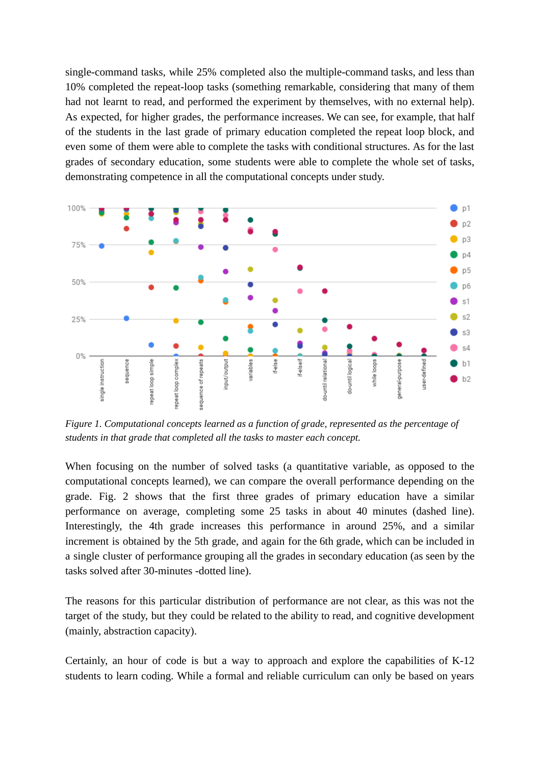single-command tasks, while 25% completed also the multiple-command tasks, and less than 10% completed the repeat-loop tasks (something remarkable, considering that many of them had not learnt to read, and performed the experiment by themselves, with no external help). As expected, for higher grades, the performance increases. We can see, for example, that half of the students in the last grade of primary education completed the repeat loop block, and even some of them were able to complete the tasks with conditional structures. As for the last grades of secondary education, some students were able to complete the whole set of tasks, demonstrating competence in all the computational concepts under study.

*Figure 1. Computational concepts learned as a function of grade, represented as the percentage of students in that grade that completed all the tasks to master each concept.*

When focusing on the number of solved tasks (a quantitative variable, as opposed to the computational concepts learned), we can compare the overall performance depending on the grade. Fig. 2 shows that the first three grades of primary education have a similar performance on average, completing some 25 tasks in about 40 minutes (dashed line). Interestingly, the 4th grade increases this performance in around 25%, and a similar increment is obtained by the 5th grade, and again for the 6th grade, which can be included in a single cluster of performance grouping all the grades in secondary education (as seen by the tasks solved after 30-minutes -dotted line).

The reasons for this particular distribution of performance are not clear, as this was not the target of the study, but they could be related to the ability to read, and cognitive development (mainly, abstraction capacity).

Certainly, an hour of code is but a way to approach and explore the capabilities of K-12 students to learn coding. While a formal and reliable curriculum can only be based on years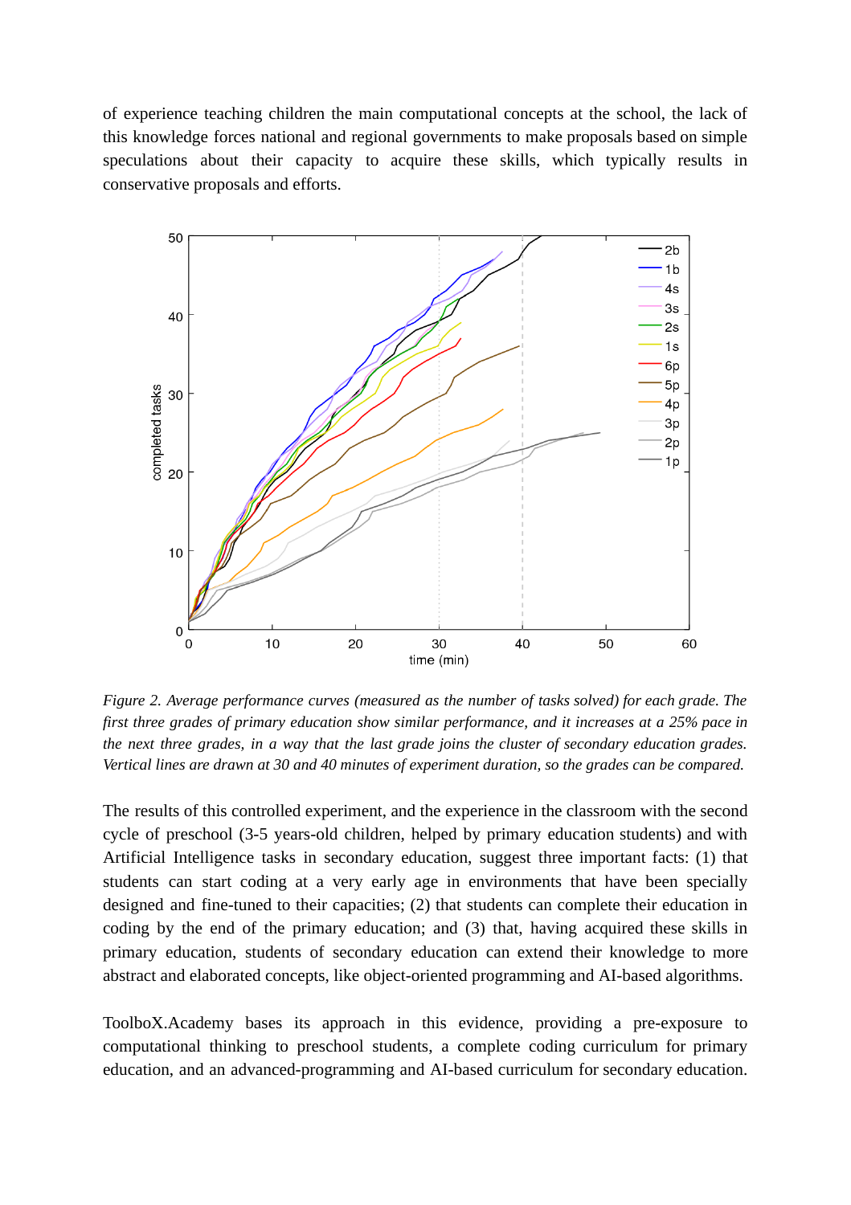of experience teaching children the main computational concepts at the school, the lack of this knowledge forces national and regional governments to make proposals based on simple speculations about their capacity to acquire these skills, which typically results in conservative proposals and efforts.

*Figure 2. Average performance curves (measured as the number of tasks solved) for each grade. The first three grades of primary education show similar performance, and it increases at a 25% pace in the next three grades, in a way that the last grade joins the cluster of secondary education grades. Vertical lines are drawn at 30 and 40 minutes of experiment duration, so the grades can be compared.*

The results of this controlled experiment, and the experience in the classroom with the second cycle of preschool (3-5 years-old children, helped by primary education students) and with Artificial Intelligence tasks in secondary education, suggest three important facts: (1) that students can start coding at a very early age in environments that have been specially designed and fine-tuned to their capacities; (2) that students can complete their education in coding by the end of the primary education; and (3) that, having acquired these skills in primary education, students of secondary education can extend their knowledge to more abstract and elaborated concepts, like object-oriented programming and AI-based algorithms.

ToolboX.Academy bases its approach in this evidence, providing a pre-exposure to computational thinking to preschool students, a complete coding curriculum for primary education, and an advanced-programming and AI-based curriculum for secondary education.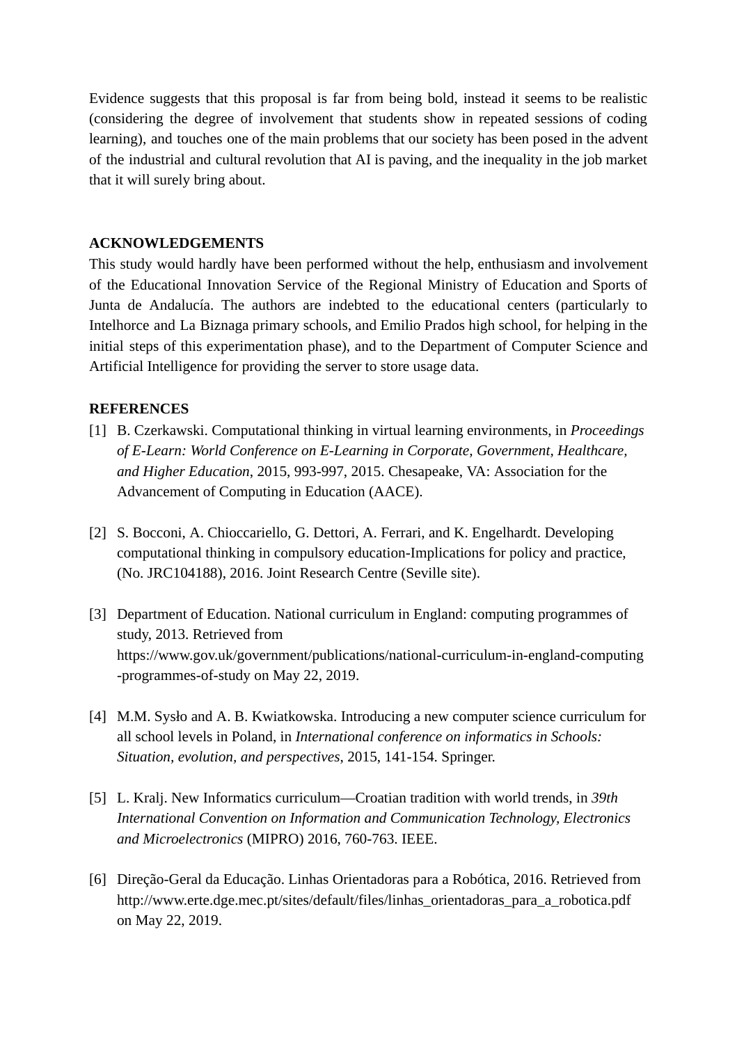Evidence suggests that this proposal is far from being bold, instead it seems to be realistic (considering the degree of involvement that students show in repeated sessions of coding learning), and touches one of the main problems that our society has been posed in the advent of the industrial and cultural revolution that AI is paving, and the inequality in the job market that it will surely bring about.

## ACKNOWLEDGEMENTS

This study would hardly have been performed without the help, enthusiasm and involvement of the Educational Innovation Service of the Regional Ministry of Education and Sports of Junta de Andalucía. The authors are indebted to the educational centers (particularly to Intelhorce and La Biznaga primary schools, and Emilio Prados high school, for helping in the initial steps of this experimentation phase), and to the Department of Computer Science and Artificial Intelligence for providing the server to store usage data.

## REFERENCES

[1] B. Czerkawski. Computational thinking in virtual learning environments, in *Proceedings of E-Learn: World Conference on E-Learning in Corporate, Government, Healthcare, and Higher Education*, 2015, 993-997, 2015. Chesapeake, VA: Association for the Advancement of Computing in Education (AACE).

[2] S. Bocconi, A. Chioccariello, G. Dettori, A. Ferrari, and K. Engelhardt. Developing computational thinking in compulsory education-Implications for policy and practice, (No. JRC104188), 2016. Joint Research Centre (Seville site).

[3] Department of Education. National curriculum in England: computing programmes of study, 2013. Retrieved from https://www.gov.uk/government/publications/national-curriculum-in-england-computing-programmes-of-study on May 22, 2019.

[4] M.M. Sysło and A. B. Kwiatkowska. Introducing a new computer science curriculum for all school levels in Poland, in *International conference on informatics in Schools: Situation, evolution, and perspectives*, 2015, 141-154. Springer.

[5] L. Kralj. New Informatics curriculum—Croatian tradition with world trends, in *39th International Convention on Information and Communication Technology, Electronics and Microelectronics* (MIPRO) 2016, 760-763. IEEE.

[6] Direção-Geral da Educação. Linhas Orientadoras para a Robótica, 2016. Retrieved from http://www.erte.dge.mec.pt/sites/default/files/linhas_orientadoras_para_a_robotica.pdf on May 22, 2019.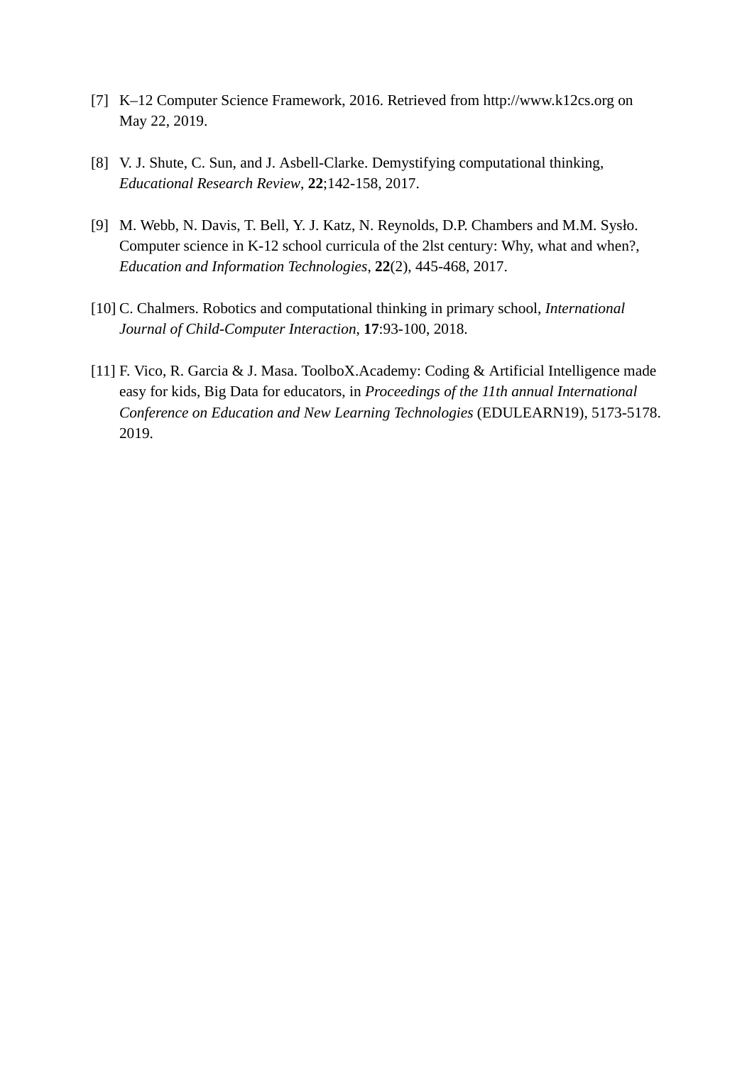[7] K–12 Computer Science Framework, 2016. Retrieved from http://www.k12cs.org on May 22, 2019.

[8] V. J. Shute, C. Sun, and J. Asbell-Clarke. Demystifying computational thinking, *Educational Research Review*, **22**;142-158, 2017.

[9] M. Webb, N. Davis, T. Bell, Y. J. Katz, N. Reynolds, D.P. Chambers and M.M. Sysło. Computer science in K-12 school curricula of the 2lst century: Why, what and when?, *Education and Information Technologies*, **22**(2), 445-468, 2017.

[10] C. Chalmers. Robotics and computational thinking in primary school, *International Journal of Child-Computer Interaction*, **17**:93-100, 2018.

[11] F. Vico, R. Garcia & J. Masa. ToolboX.Academy: Coding & Artificial Intelligence made easy for kids, Big Data for educators, in *Proceedings of the 11th annual International Conference on Education and New Learning Technologies* (EDULEARN19), 5173-5178. 2019.